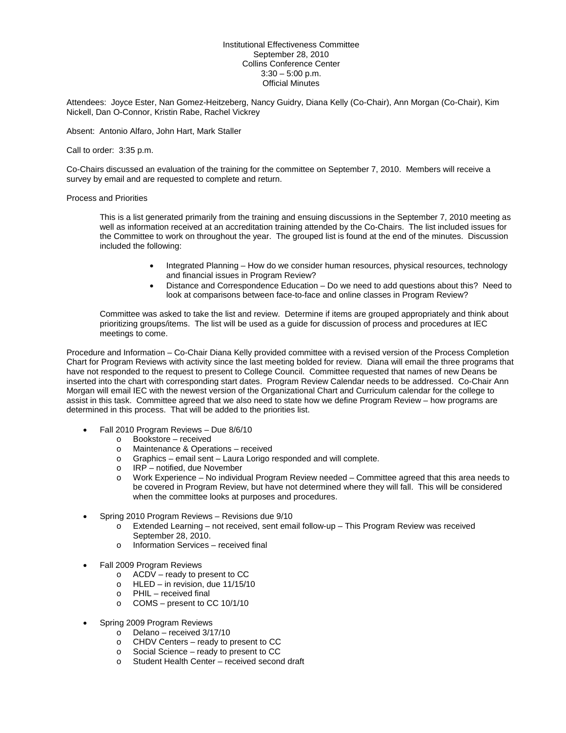Institutional Effectiveness Committee
September 28, 2010
Collins Conference Center
3:30 – 5:00 p.m.
Official Minutes

Attendees: Joyce Ester, Nan Gomez-Heitzeberg, Nancy Guidry, Diana Kelly (Co-Chair), Ann Morgan (Co-Chair), Kim Nickell, Dan O-Connor, Kristin Rabe, Rachel Vickrey

Absent: Antonio Alfaro, John Hart, Mark Staller

Call to order: 3:35 p.m.

Co-Chairs discussed an evaluation of the training for the committee on September 7, 2010. Members will receive a survey by email and are requested to complete and return.

Process and Priorities

> This is a list generated primarily from the training and ensuing discussions in the September 7, 2010 meeting as well as information received at an accreditation training attended by the Co-Chairs. The list included issues for the Committee to work on throughout the year. The grouped list is found at the end of the minutes. Discussion included the following:
>
> - Integrated Planning – How do we consider human resources, physical resources, technology and financial issues in Program Review?
> - Distance and Correspondence Education – Do we need to add questions about this? Need to look at comparisons between face-to-face and online classes in Program Review?
>
> Committee was asked to take the list and review. Determine if items are grouped appropriately and think about prioritizing groups/items. The list will be used as a guide for discussion of process and procedures at IEC meetings to come.

Procedure and Information – Co-Chair Diana Kelly provided committee with a revised version of the Process Completion Chart for Program Reviews with activity since the last meeting bolded for review. Diana will email the three programs that have not responded to the request to present to College Council. Committee requested that names of new Deans be inserted into the chart with corresponding start dates. Program Review Calendar needs to be addressed. Co-Chair Ann Morgan will email IEC with the newest version of the Organizational Chart and Curriculum calendar for the college to assist in this task. Committee agreed that we also need to state how we define Program Review – how programs are determined in this process. That will be added to the priorities list.

- Fall 2010 Program Reviews – Due 8/6/10
  - Bookstore – received
  - Maintenance & Operations – received
  - Graphics – email sent – Laura Lorigo responded and will complete.
  - IRP – notified, due November
  - Work Experience – No individual Program Review needed – Committee agreed that this area needs to be covered in Program Review, but have not determined where they will fall. This will be considered when the committee looks at purposes and procedures.

- Spring 2010 Program Reviews – Revisions due 9/10
  - Extended Learning – not received, sent email follow-up – This Program Review was received September 28, 2010.
  - Information Services – received final

- Fall 2009 Program Reviews
  - ACDV – ready to present to CC
  - HLED – in revision, due 11/15/10
  - PHIL – received final
  - COMS – present to CC 10/1/10

- Spring 2009 Program Reviews
  - Delano – received 3/17/10
  - CHDV Centers – ready to present to CC
  - Social Science – ready to present to CC
  - Student Health Center – received second draft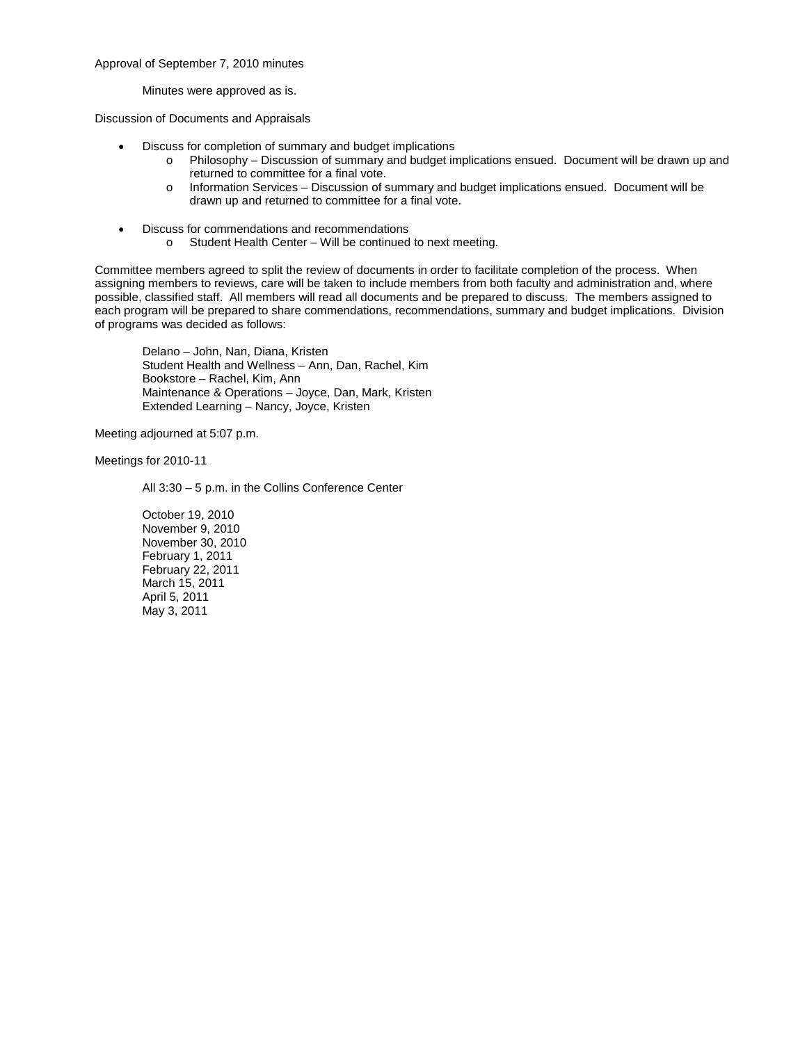Approval of September 7, 2010 minutes

Minutes were approved as is.

Discussion of Documents and Appraisals

- Discuss for completion of summary and budget implications
  - Philosophy – Discussion of summary and budget implications ensued. Document will be drawn up and returned to committee for a final vote.
  - Information Services – Discussion of summary and budget implications ensued. Document will be drawn up and returned to committee for a final vote.

- Discuss for commendations and recommendations
  - Student Health Center – Will be continued to next meeting.

Committee members agreed to split the review of documents in order to facilitate completion of the process. When assigning members to reviews, care will be taken to include members from both faculty and administration and, where possible, classified staff. All members will read all documents and be prepared to discuss. The members assigned to each program will be prepared to share commendations, recommendations, summary and budget implications. Division of programs was decided as follows:

Delano – John, Nan, Diana, Kristen  
Student Health and Wellness – Ann, Dan, Rachel, Kim  
Bookstore – Rachel, Kim, Ann  
Maintenance & Operations – Joyce, Dan, Mark, Kristen  
Extended Learning – Nancy, Joyce, Kristen

Meeting adjourned at 5:07 p.m.

Meetings for 2010-11

All 3:30 – 5 p.m. in the Collins Conference Center

October 19, 2010  
November 9, 2010  
November 30, 2010  
February 1, 2011  
February 22, 2011  
March 15, 2011  
April 5, 2011  
May 3, 2011